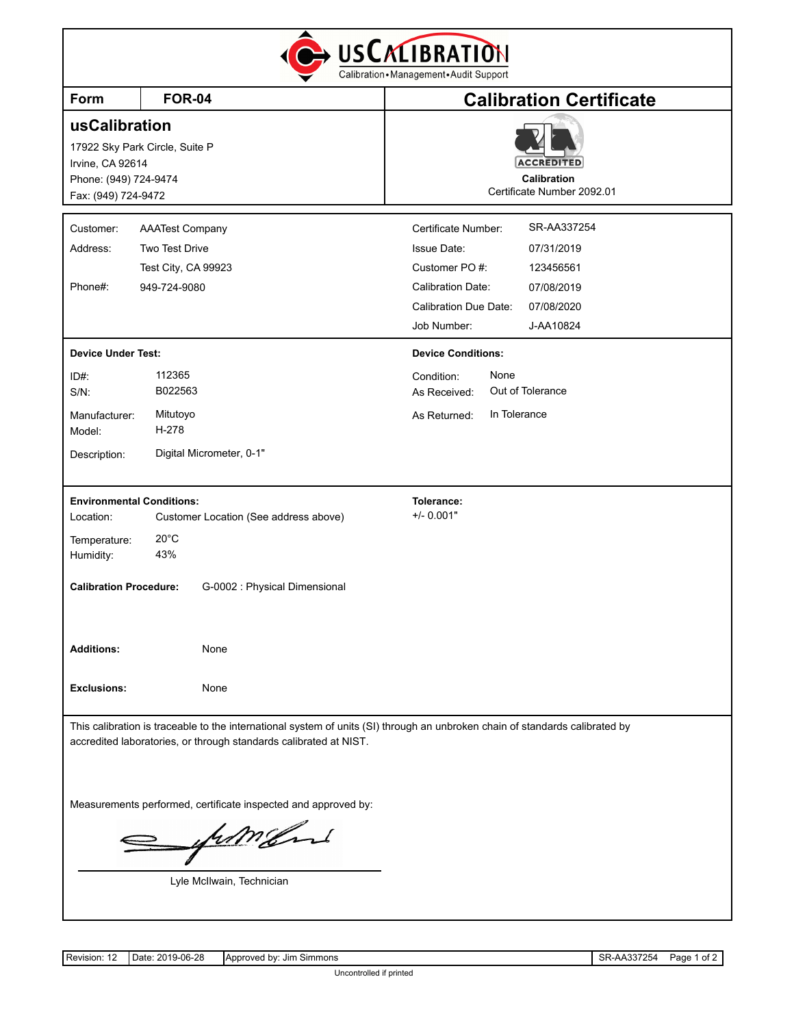USCALIBRATION
Calibration • Management • Audit Support

| Form | FOR-04 | Calibration Certificate |
|---|---|---|

## usCalibration

17922 Sky Park Circle, Suite P
Irvine, CA 92614
Phone: (949) 724-9474
Fax: (949) 724-9472

ACCREDITED
**Calibration**
Certificate Number 2092.01

| | | | |
|---|---|---|---|
| Customer: | AAATest Company | Certificate Number: | SR-AA337254 |
| Address: | Two Test Drive | Issue Date: | 07/31/2019 |
| | Test City, CA 99923 | Customer PO #: | 123456561 |
| Phone#: | 949-724-9080 | Calibration Date: | 07/08/2019 |
| | | Calibration Due Date: | 07/08/2020 |
| | | Job Number: | J-AA10824 |

**Device Under Test:**

| | |
|---|---|
| ID#: | 112365 |
| S/N: | B022563 |
| Manufacturer: | Mitutoyo |
| Model: | H-278 |
| Description: | Digital Micrometer, 0-1" |

**Device Conditions:**

| | |
|---|---|
| Condition: | None |
| As Received: | Out of Tolerance |
| As Returned: | In Tolerance |

**Environmental Conditions:**

| | |
|---|---|
| Location: | Customer Location (See address above) |
| Temperature: | 20°C |
| Humidity: | 43% |

**Tolerance:**
+/- 0.001"

**Calibration Procedure:** G-0002 : Physical Dimensional

**Additions:** None

**Exclusions:** None

This calibration is traceable to the international system of units (SI) through an unbroken chain of standards calibrated by accredited laboratories, or through standards calibrated at NIST.

Measurements performed, certificate inspected and approved by:

Lyle McIlwain, Technician

| Revision: 12 | Date: 2019-06-28 | Approved by: Jim Simmons | SR-AA337254 |
|---|---|---|---|

Uncontrolled if printed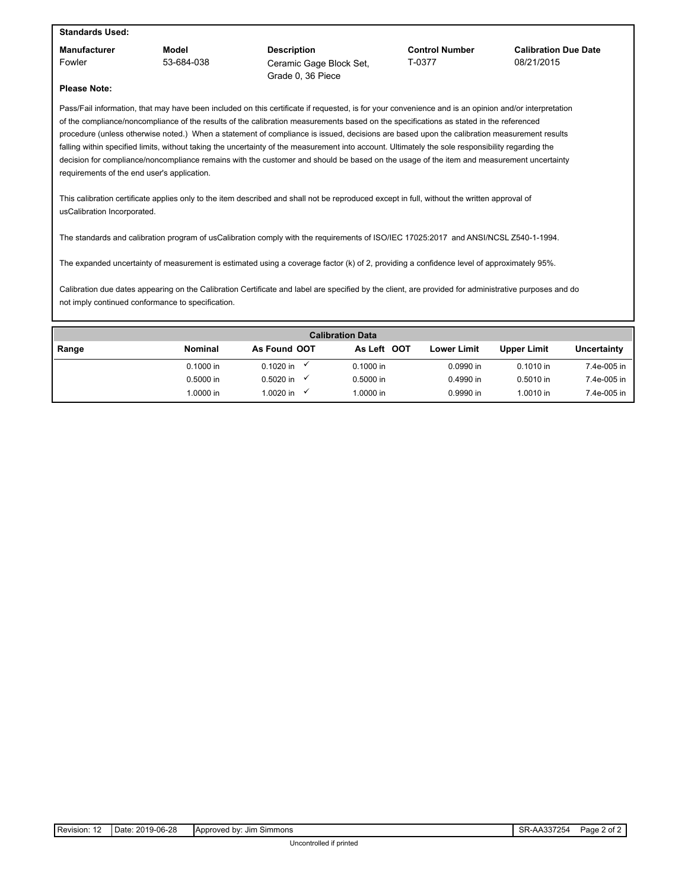**Standards Used:**

| Manufacturer | Model | Description | Control Number | Calibration Due Date |
|---|---|---|---|---|
| Fowler | 53-684-038 | Ceramic Gage Block Set, Grade 0, 36 Piece | T-0377 | 08/21/2015 |

**Please Note:**

Pass/Fail information, that may have been included on this certificate if requested, is for your convenience and is an opinion and/or interpretation of the compliance/noncompliance of the results of the calibration measurements based on the specifications as stated in the referenced procedure (unless otherwise noted.) When a statement of compliance is issued, decisions are based upon the calibration measurement results falling within specified limits, without taking the uncertainty of the measurement into account. Ultimately the sole responsibility regarding the decision for compliance/noncompliance remains with the customer and should be based on the usage of the item and measurement uncertainty requirements of the end user's application.

This calibration certificate applies only to the item described and shall not be reproduced except in full, without the written approval of usCalibration Incorporated.

The standards and calibration program of usCalibration comply with the requirements of ISO/IEC 17025:2017 and ANSI/NCSL Z540-1-1994.

The expanded uncertainty of measurement is estimated using a coverage factor (k) of 2, providing a confidence level of approximately 95%.

Calibration due dates appearing on the Calibration Certificate and label are specified by the client, are provided for administrative purposes and do not imply continued conformance to specification.

**Calibration Data**

| Range | Nominal | As Found | OOT | As Left | OOT | Lower Limit | Upper Limit | Uncertainty |
|---|---|---|---|---|---|---|---|---|
| | 0.1000 in | 0.1020 in | ✓ | 0.1000 in | | 0.0990 in | 0.1010 in | 7.4e-005 in |
| | 0.5000 in | 0.5020 in | ✓ | 0.5000 in | | 0.4990 in | 0.5010 in | 7.4e-005 in |
| | 1.0000 in | 1.0020 in | ✓ | 1.0000 in | | 0.9990 in | 1.0010 in | 7.4e-005 in |

Revision: 12 | Date: 2019-06-28 | Approved by: Jim Simmons | SR-AA337254

Uncontrolled if printed